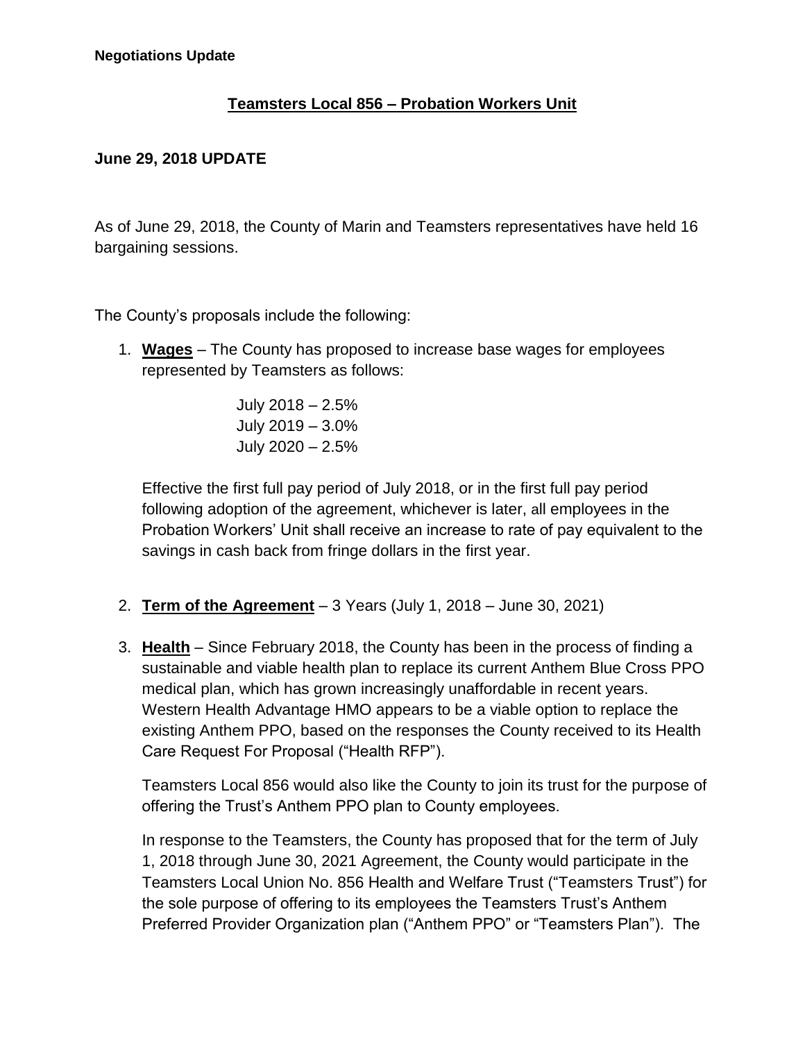**Negotiations Update**

## Teamsters Local 856 – Probation Workers Unit

**June 29, 2018 UPDATE**

As of June 29, 2018, the County of Marin and Teamsters representatives have held 16 bargaining sessions.

The County's proposals include the following:

1. **Wages** – The County has proposed to increase base wages for employees represented by Teamsters as follows:

   July 2018 – 2.5%
   July 2019 – 3.0%
   July 2020 – 2.5%

   Effective the first full pay period of July 2018, or in the first full pay period following adoption of the agreement, whichever is later, all employees in the Probation Workers' Unit shall receive an increase to rate of pay equivalent to the savings in cash back from fringe dollars in the first year.

2. **Term of the Agreement** – 3 Years (July 1, 2018 – June 30, 2021)

3. **Health** – Since February 2018, the County has been in the process of finding a sustainable and viable health plan to replace its current Anthem Blue Cross PPO medical plan, which has grown increasingly unaffordable in recent years. Western Health Advantage HMO appears to be a viable option to replace the existing Anthem PPO, based on the responses the County received to its Health Care Request For Proposal ("Health RFP").

   Teamsters Local 856 would also like the County to join its trust for the purpose of offering the Trust's Anthem PPO plan to County employees.

   In response to the Teamsters, the County has proposed that for the term of July 1, 2018 through June 30, 2021 Agreement, the County would participate in the Teamsters Local Union No. 856 Health and Welfare Trust ("Teamsters Trust") for the sole purpose of offering to its employees the Teamsters Trust's Anthem Preferred Provider Organization plan ("Anthem PPO" or "Teamsters Plan"). The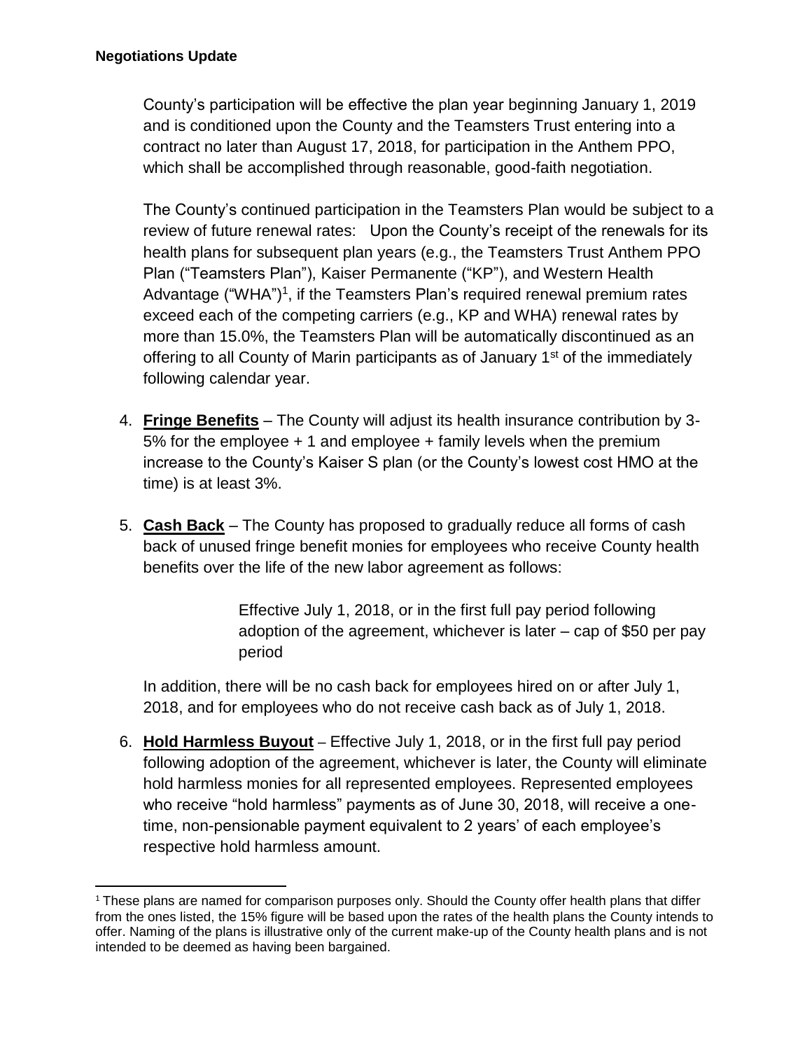**Negotiations Update**

County's participation will be effective the plan year beginning January 1, 2019 and is conditioned upon the County and the Teamsters Trust entering into a contract no later than August 17, 2018, for participation in the Anthem PPO, which shall be accomplished through reasonable, good-faith negotiation.

The County's continued participation in the Teamsters Plan would be subject to a review of future renewal rates: Upon the County's receipt of the renewals for its health plans for subsequent plan years (e.g., the Teamsters Trust Anthem PPO Plan ("Teamsters Plan"), Kaiser Permanente ("KP"), and Western Health Advantage ("WHA")[1], if the Teamsters Plan's required renewal premium rates exceed each of the competing carriers (e.g., KP and WHA) renewal rates by more than 15.0%, the Teamsters Plan will be automatically discontinued as an offering to all County of Marin participants as of January 1st of the immediately following calendar year.

4. **Fringe Benefits** – The County will adjust its health insurance contribution by 3-5% for the employee + 1 and employee + family levels when the premium increase to the County's Kaiser S plan (or the County's lowest cost HMO at the time) is at least 3%.

5. **Cash Back** – The County has proposed to gradually reduce all forms of cash back of unused fringe benefit monies for employees who receive County health benefits over the life of the new labor agreement as follows:

   > Effective July 1, 2018, or in the first full pay period following adoption of the agreement, whichever is later – cap of $50 per pay period

   In addition, there will be no cash back for employees hired on or after July 1, 2018, and for employees who do not receive cash back as of July 1, 2018.

6. **Hold Harmless Buyout** – Effective July 1, 2018, or in the first full pay period following adoption of the agreement, whichever is later, the County will eliminate hold harmless monies for all represented employees. Represented employees who receive "hold harmless" payments as of June 30, 2018, will receive a one-time, non-pensionable payment equivalent to 2 years' of each employee's respective hold harmless amount.

---

[1] These plans are named for comparison purposes only. Should the County offer health plans that differ from the ones listed, the 15% figure will be based upon the rates of the health plans the County intends to offer. Naming of the plans is illustrative only of the current make-up of the County health plans and is not intended to be deemed as having been bargained.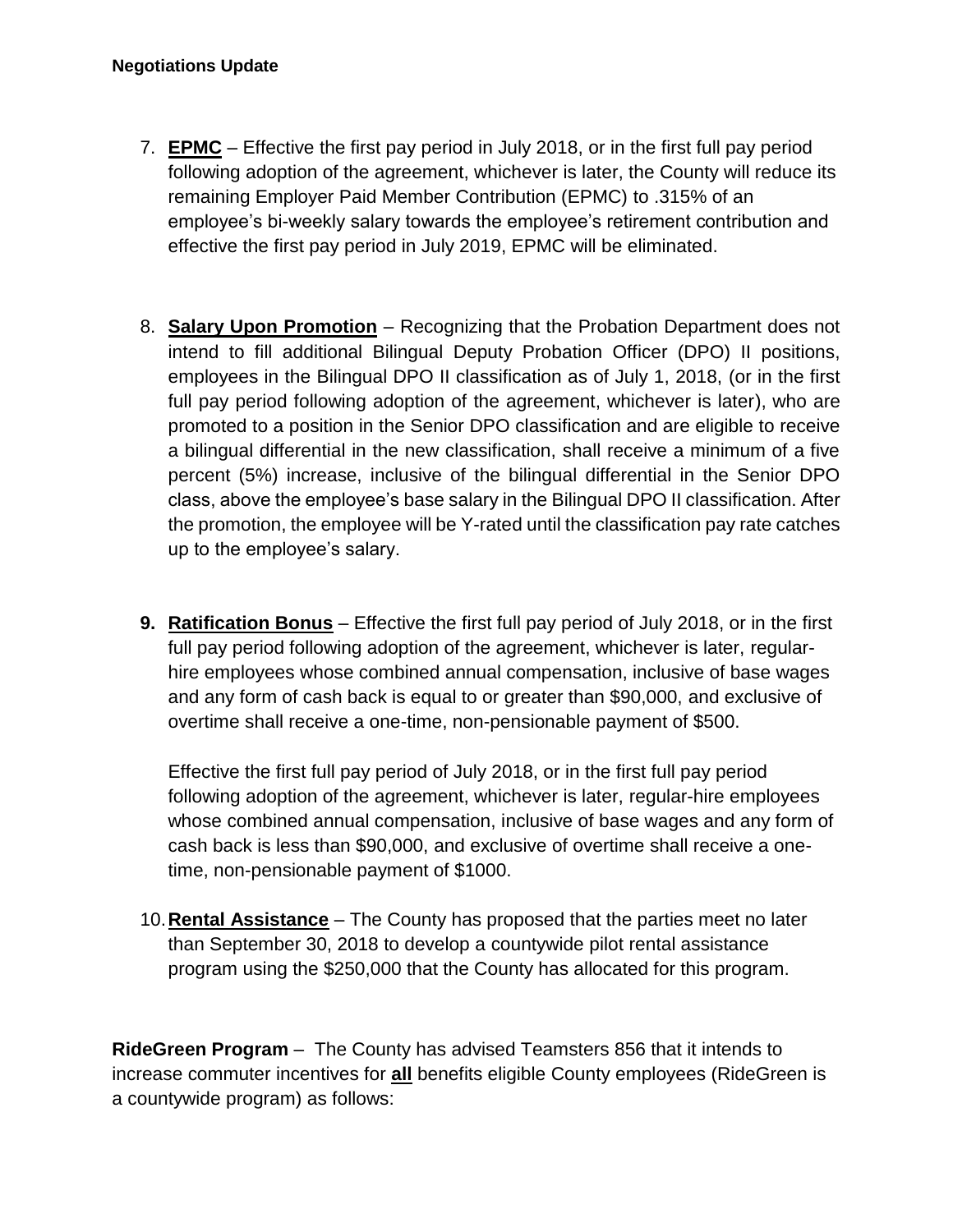**Negotiations Update**

7. **EPMC** – Effective the first pay period in July 2018, or in the first full pay period following adoption of the agreement, whichever is later, the County will reduce its remaining Employer Paid Member Contribution (EPMC) to .315% of an employee's bi-weekly salary towards the employee's retirement contribution and effective the first pay period in July 2019, EPMC will be eliminated.

8. **Salary Upon Promotion** – Recognizing that the Probation Department does not intend to fill additional Bilingual Deputy Probation Officer (DPO) II positions, employees in the Bilingual DPO II classification as of July 1, 2018, (or in the first full pay period following adoption of the agreement, whichever is later), who are promoted to a position in the Senior DPO classification and are eligible to receive a bilingual differential in the new classification, shall receive a minimum of a five percent (5%) increase, inclusive of the bilingual differential in the Senior DPO class, above the employee's base salary in the Bilingual DPO II classification. After the promotion, the employee will be Y-rated until the classification pay rate catches up to the employee's salary.

9. **Ratification Bonus** – Effective the first full pay period of July 2018, or in the first full pay period following adoption of the agreement, whichever is later, regular-hire employees whose combined annual compensation, inclusive of base wages and any form of cash back is equal to or greater than $90,000, and exclusive of overtime shall receive a one-time, non-pensionable payment of $500.

   Effective the first full pay period of July 2018, or in the first full pay period following adoption of the agreement, whichever is later, regular-hire employees whose combined annual compensation, inclusive of base wages and any form of cash back is less than $90,000, and exclusive of overtime shall receive a one-time, non-pensionable payment of $1000.

10. **Rental Assistance** – The County has proposed that the parties meet no later than September 30, 2018 to develop a countywide pilot rental assistance program using the $250,000 that the County has allocated for this program.

**RideGreen Program** – The County has advised Teamsters 856 that it intends to increase commuter incentives for **all** benefits eligible County employees (RideGreen is a countywide program) as follows: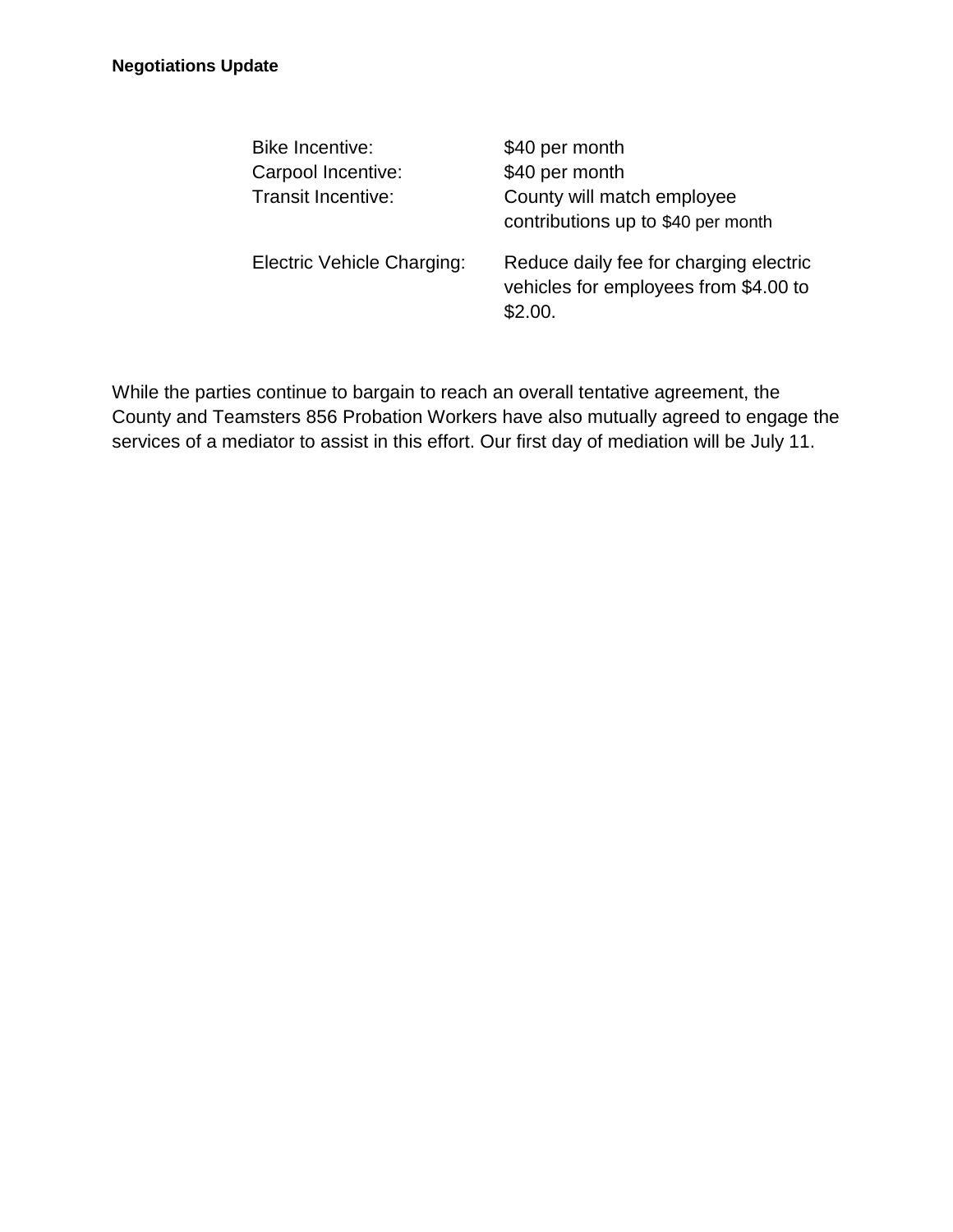| | |
|---|---|
| Bike Incentive: | $40 per month |
| Carpool Incentive: | $40 per month |
| Transit Incentive: | County will match employee contributions up to $40 per month |
| Electric Vehicle Charging: | Reduce daily fee for charging electric vehicles for employees from $4.00 to $2.00. |

While the parties continue to bargain to reach an overall tentative agreement, the County and Teamsters 856 Probation Workers have also mutually agreed to engage the services of a mediator to assist in this effort. Our first day of mediation will be July 11.